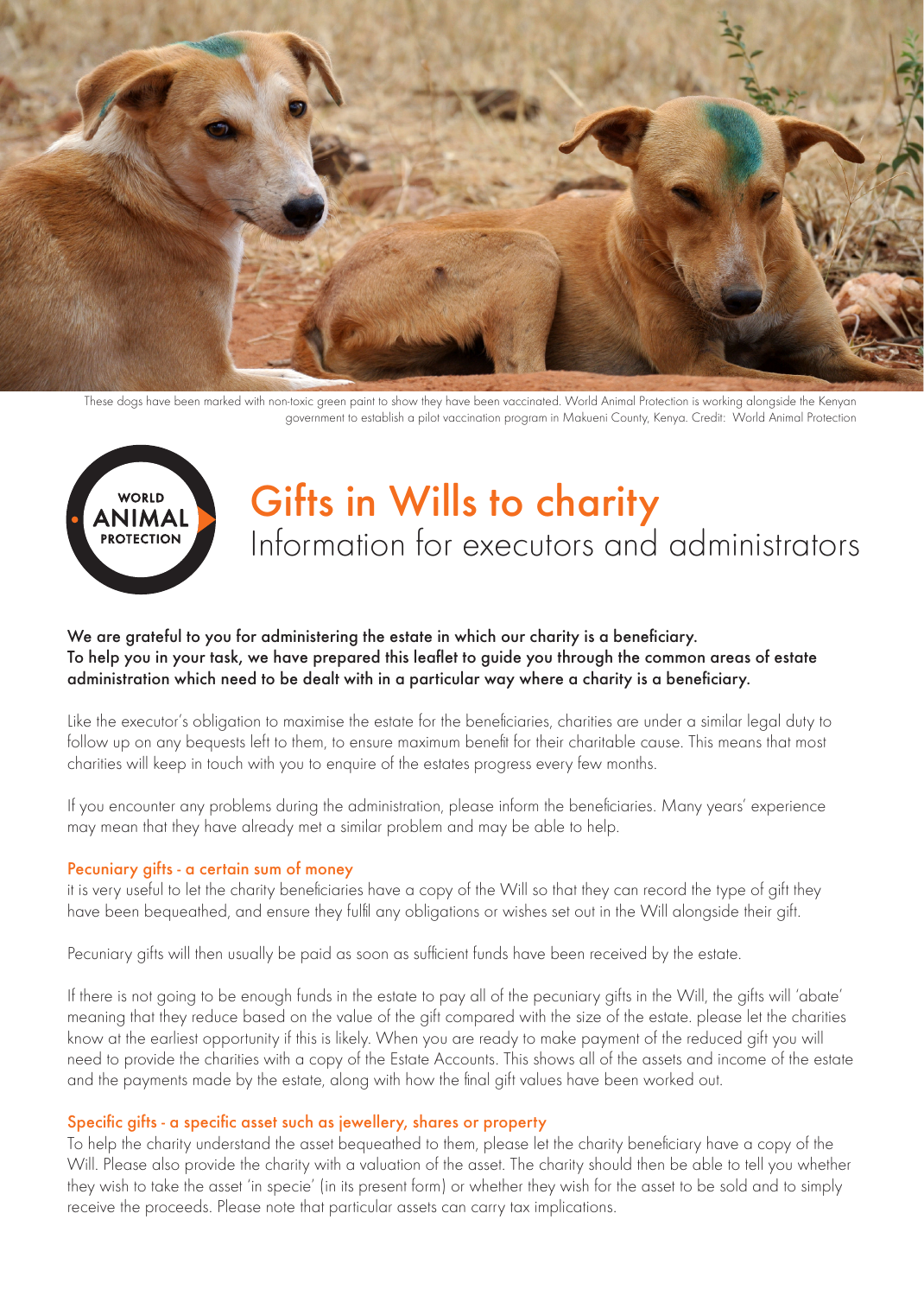These dogs have been marked with non-toxic green paint to show they have been vaccinated. World Animal Protection is working alongside the Kenyan government to establish a pilot vaccination program in Makueni County, Kenya. Credit: World Animal Protection

WORLD ANIMAL PROTECTION

# Gifts in Wills to charity

## Information for executors and administrators

**We are grateful to you for administering the estate in which our charity is a beneficiary. To help you in your task, we have prepared this leaflet to guide you through the common areas of estate administration which need to be dealt with in a particular way where a charity is a beneficiary.**

Like the executor's obligation to maximise the estate for the beneficiaries, charities are under a similar legal duty to follow up on any bequests left to them, to ensure maximum benefit for their charitable cause. This means that most charities will keep in touch with you to enquire of the estates progress every few months.

If you encounter any problems during the administration, please inform the beneficiaries. Many years' experience may mean that they have already met a similar problem and may be able to help.

### Pecuniary gifts - a certain sum of money

it is very useful to let the charity beneficiaries have a copy of the Will so that they can record the type of gift they have been bequeathed, and ensure they fulfil any obligations or wishes set out in the Will alongside their gift.

Pecuniary gifts will then usually be paid as soon as sufficient funds have been received by the estate.

If there is not going to be enough funds in the estate to pay all of the pecuniary gifts in the Will, the gifts will 'abate' meaning that they reduce based on the value of the gift compared with the size of the estate. please let the charities know at the earliest opportunity if this is likely. When you are ready to make payment of the reduced gift you will need to provide the charities with a copy of the Estate Accounts. This shows all of the assets and income of the estate and the payments made by the estate, along with how the final gift values have been worked out.

### Specific gifts - a specific asset such as jewellery, shares or property

To help the charity understand the asset bequeathed to them, please let the charity beneficiary have a copy of the Will. Please also provide the charity with a valuation of the asset. The charity should then be able to tell you whether they wish to take the asset 'in specie' (in its present form) or whether they wish for the asset to be sold and to simply receive the proceeds. Please note that particular assets can carry tax implications.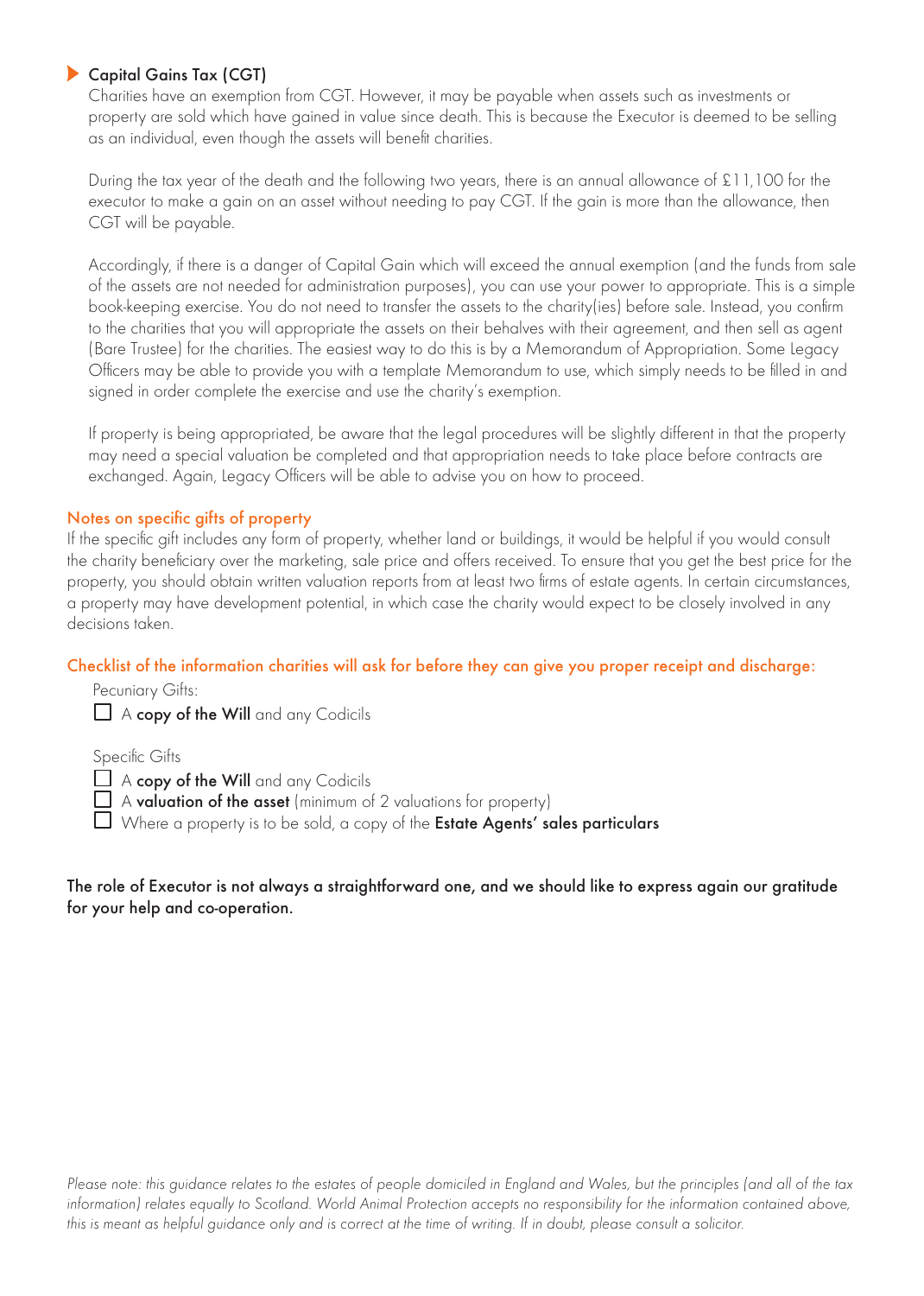### Capital Gains Tax (CGT)

Charities have an exemption from CGT. However, it may be payable when assets such as investments or property are sold which have gained in value since death. This is because the Executor is deemed to be selling as an individual, even though the assets will benefit charities.

During the tax year of the death and the following two years, there is an annual allowance of £11,100 for the executor to make a gain on an asset without needing to pay CGT. If the gain is more than the allowance, then CGT will be payable.

Accordingly, if there is a danger of Capital Gain which will exceed the annual exemption (and the funds from sale of the assets are not needed for administration purposes), you can use your power to appropriate. This is a simple book-keeping exercise. You do not need to transfer the assets to the charity(ies) before sale. Instead, you confirm to the charities that you will appropriate the assets on their behalves with their agreement, and then sell as agent (Bare Trustee) for the charities. The easiest way to do this is by a Memorandum of Appropriation. Some Legacy Officers may be able to provide you with a template Memorandum to use, which simply needs to be filled in and signed in order complete the exercise and use the charity's exemption.

If property is being appropriated, be aware that the legal procedures will be slightly different in that the property may need a special valuation be completed and that appropriation needs to take place before contracts are exchanged. Again, Legacy Officers will be able to advise you on how to proceed.

## Notes on specific gifts of property

If the specific gift includes any form of property, whether land or buildings, it would be helpful if you would consult the charity beneficiary over the marketing, sale price and offers received. To ensure that you get the best price for the property, you should obtain written valuation reports from at least two firms of estate agents. In certain circumstances, a property may have development potential, in which case the charity would expect to be closely involved in any decisions taken.

## Checklist of the information charities will ask for before they can give you proper receipt and discharge:

Pecuniary Gifts:

- ☐ A **copy of the Will** and any Codicils

Specific Gifts

- ☐ A **copy of the Will** and any Codicils
- ☐ A **valuation of the asset** (minimum of 2 valuations for property)
- ☐ Where a property is to be sold, a copy of the **Estate Agents' sales particulars**

**The role of Executor is not always a straightforward one, and we should like to express again our gratitude for your help and co-operation.**

*Please note: this guidance relates to the estates of people domiciled in England and Wales, but the principles (and all of the tax information) relates equally to Scotland. World Animal Protection accepts no responsibility for the information contained above, this is meant as helpful guidance only and is correct at the time of writing. If in doubt, please consult a solicitor.*